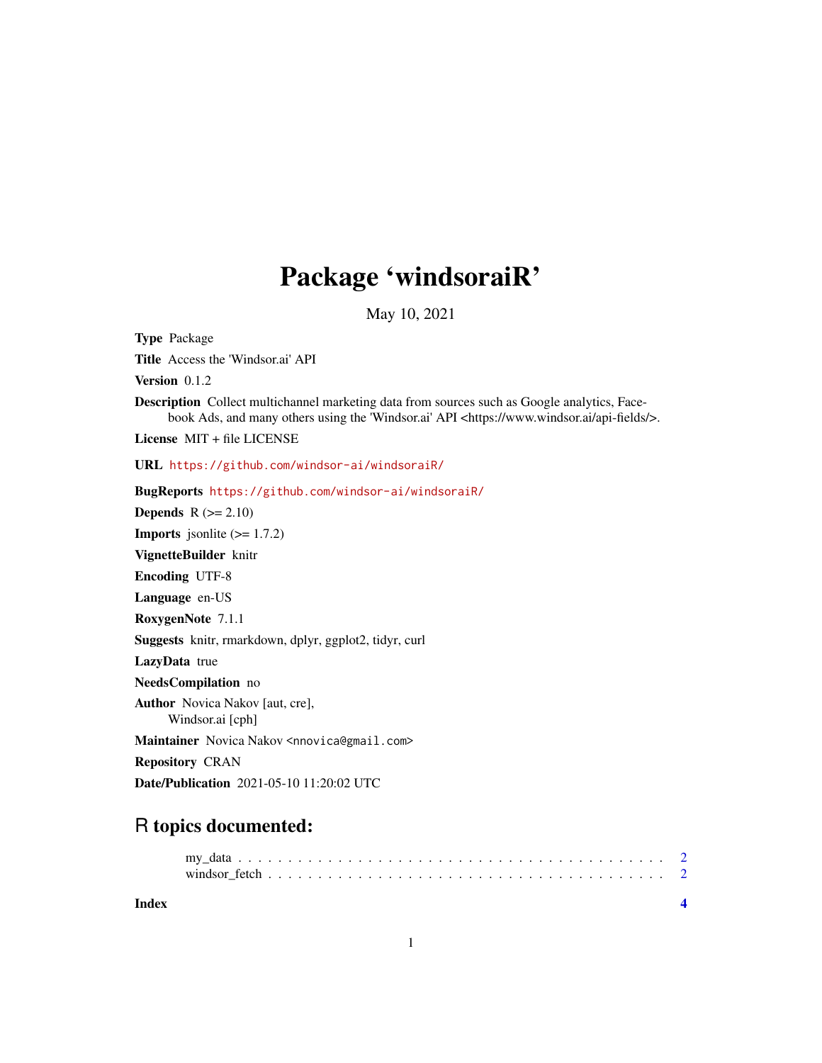# Package 'windsoraiR'

May 10, 2021

**Type** Package

**Title** Access the 'Windsor.ai' API

**Version** 0.1.2

**Description** Collect multichannel marketing data from sources such as Google analytics, Facebook Ads, and many others using the 'Windsor.ai' API <https://www.windsor.ai/api-fields/>.

**License** MIT + file LICENSE

**URL** https://github.com/windsor-ai/windsoraiR/

**BugReports** https://github.com/windsor-ai/windsoraiR/

**Depends** R (>= 2.10)

**Imports** jsonlite (>= 1.7.2)

**VignetteBuilder** knitr

**Encoding** UTF-8

**Language** en-US

**RoxygenNote** 7.1.1

**Suggests** knitr, rmarkdown, dplyr, ggplot2, tidyr, curl

**LazyData** true

**NeedsCompilation** no

**Author** Novica Nakov [aut, cre],
Windsor.ai [cph]

**Maintainer** Novica Nakov <nnovica@gmail.com>

**Repository** CRAN

**Date/Publication** 2021-05-10 11:20:02 UTC

## R topics documented:

my_data . . . . . . . . . . . . . . . . . . . . . . . . . . . . . . . . . . . . . . . . . 2
windsor_fetch . . . . . . . . . . . . . . . . . . . . . . . . . . . . . . . . . . . . . 2

**Index** **4**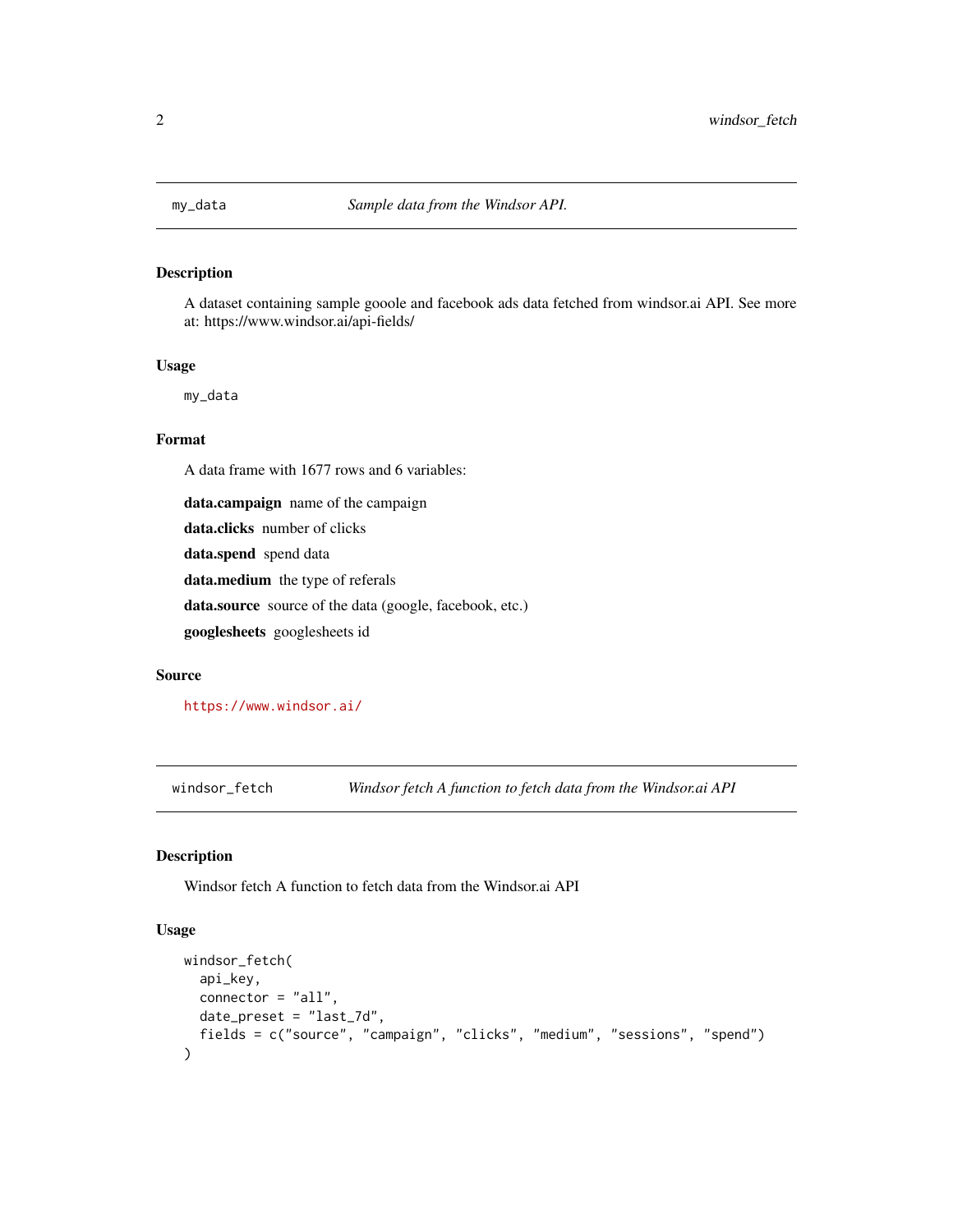## my_data — *Sample data from the Windsor API.*

### Description

A dataset containing sample gooole and facebook ads data fetched from windsor.ai API. See more at: https://www.windsor.ai/api-fields/

### Usage

```
my_data
```

### Format

A data frame with 1677 rows and 6 variables:

**data.campaign** name of the campaign

**data.clicks** number of clicks

**data.spend** spend data

**data.medium** the type of referals

**data.source** source of the data (google, facebook, etc.)

**googlesheets** googlesheets id

### Source

https://www.windsor.ai/

## windsor_fetch — *Windsor fetch A function to fetch data from the Windsor.ai API*

### Description

Windsor fetch A function to fetch data from the Windsor.ai API

### Usage

```
windsor_fetch(
  api_key,
  connector = "all",
  date_preset = "last_7d",
  fields = c("source", "campaign", "clicks", "medium", "sessions", "spend")
)
```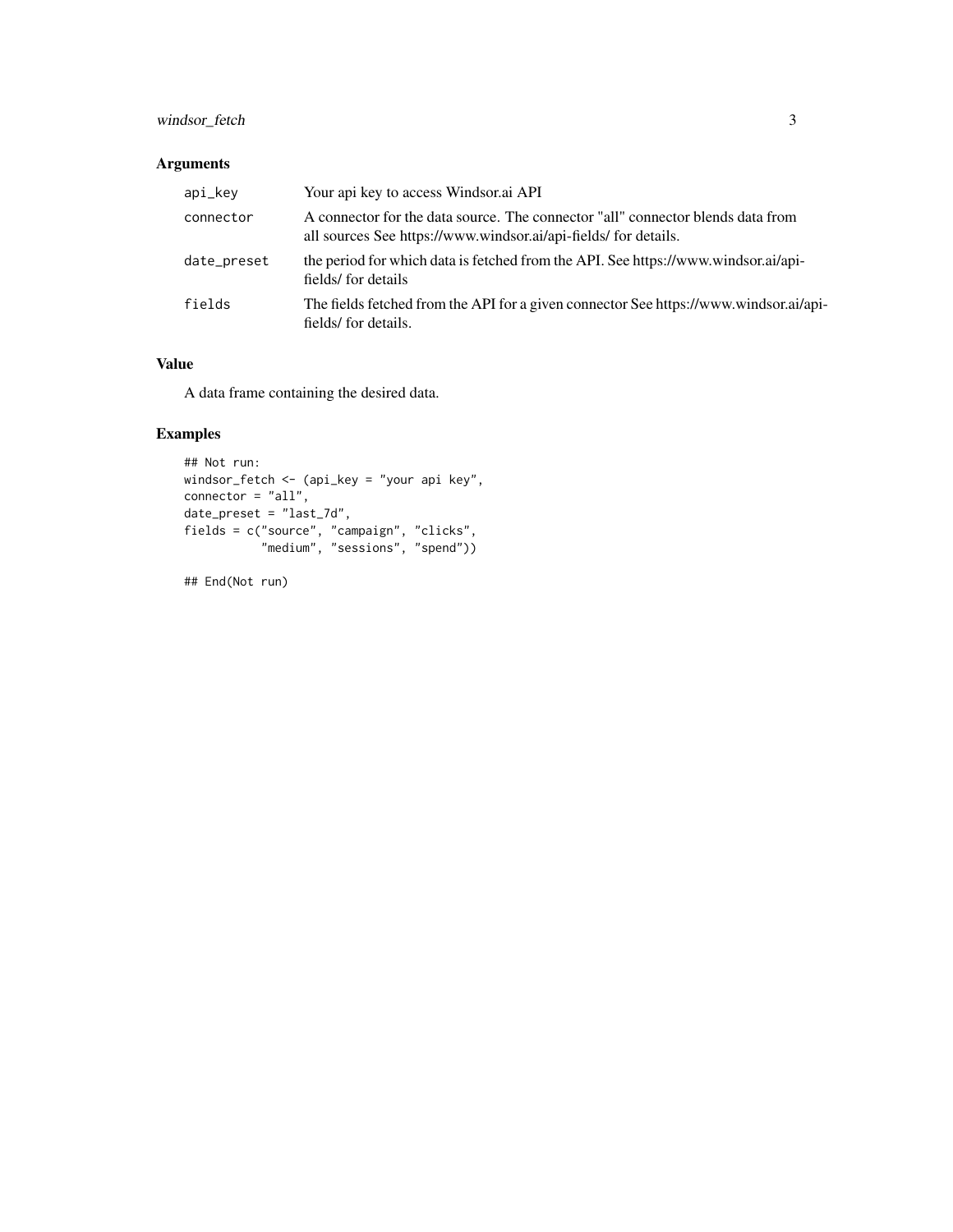## Arguments

| | |
|---|---|
| api_key | Your api key to access Windsor.ai API |
| connector | A connector for the data source. The connector "all" connector blends data from all sources See https://www.windsor.ai/api-fields/ for details. |
| date_preset | the period for which data is fetched from the API. See https://www.windsor.ai/api-fields/ for details |
| fields | The fields fetched from the API for a given connector See https://www.windsor.ai/api-fields/ for details. |

## Value

A data frame containing the desired data.

## Examples

```
## Not run:
windsor_fetch <- (api_key = "your api key",
connector = "all",
date_preset = "last_7d",
fields = c("source", "campaign", "clicks",
           "medium", "sessions", "spend"))

## End(Not run)
```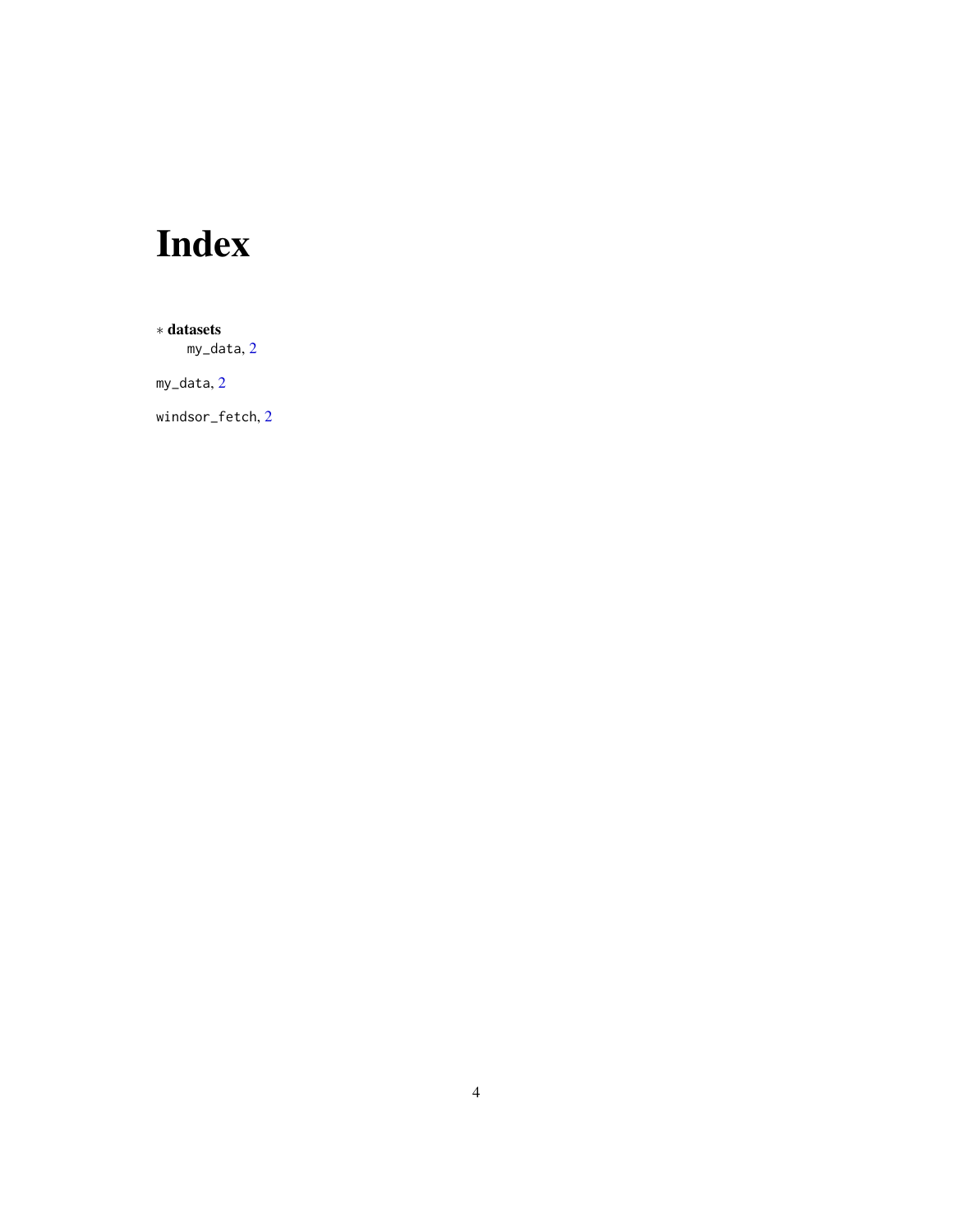# Index

∗ **datasets**
    my_data, 2

my_data, 2

windsor_fetch, 2